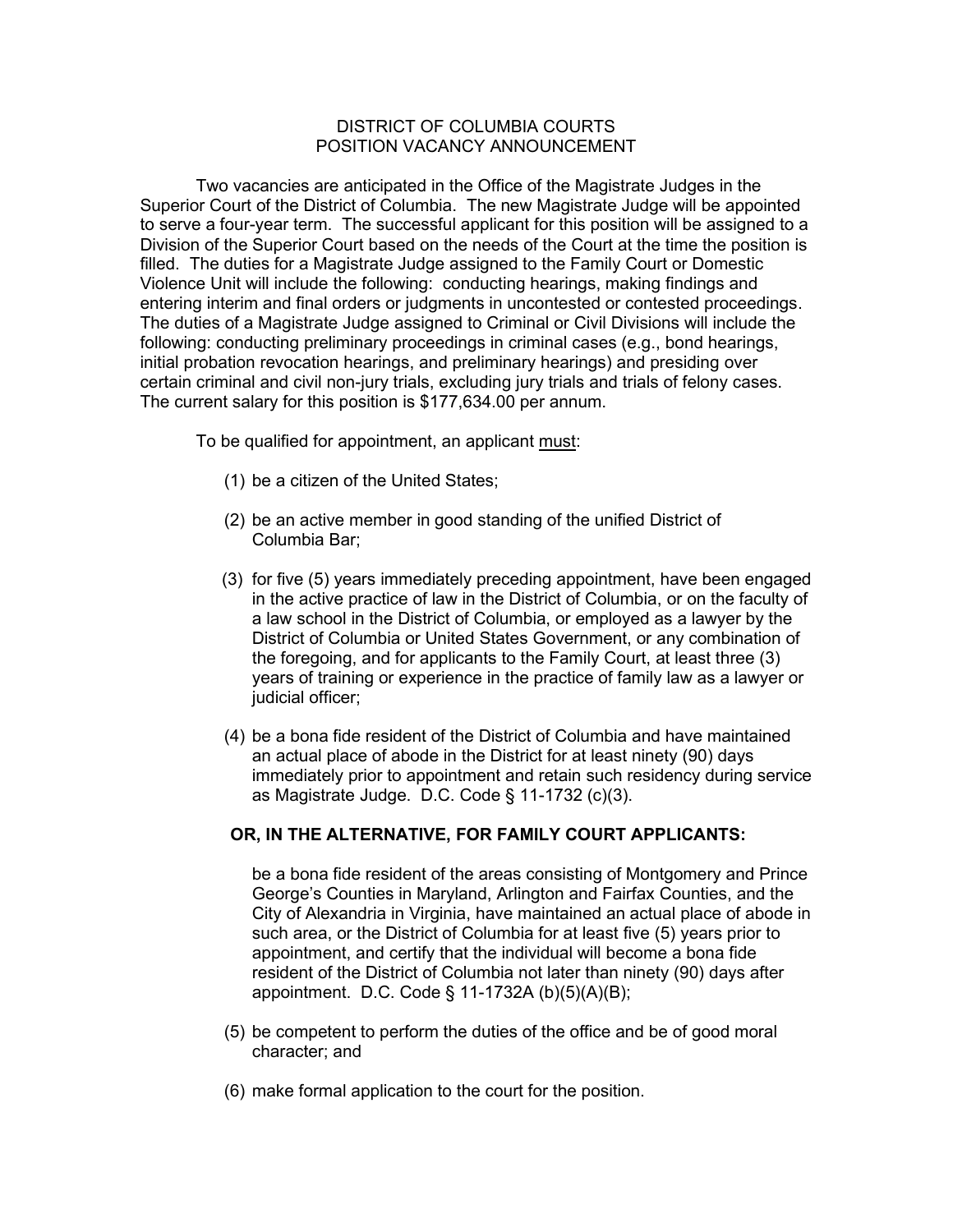# DISTRICT OF COLUMBIA COURTS
## POSITION VACANCY ANNOUNCEMENT

Two vacancies are anticipated in the Office of the Magistrate Judges in the Superior Court of the District of Columbia. The new Magistrate Judge will be appointed to serve a four-year term. The successful applicant for this position will be assigned to a Division of the Superior Court based on the needs of the Court at the time the position is filled. The duties for a Magistrate Judge assigned to the Family Court or Domestic Violence Unit will include the following: conducting hearings, making findings and entering interim and final orders or judgments in uncontested or contested proceedings. The duties of a Magistrate Judge assigned to Criminal or Civil Divisions will include the following: conducting preliminary proceedings in criminal cases (e.g., bond hearings, initial probation revocation hearings, and preliminary hearings) and presiding over certain criminal and civil non-jury trials, excluding jury trials and trials of felony cases. The current salary for this position is $177,634.00 per annum.

To be qualified for appointment, an applicant must:

(1) be a citizen of the United States;

(2) be an active member in good standing of the unified District of Columbia Bar;

(3) for five (5) years immediately preceding appointment, have been engaged in the active practice of law in the District of Columbia, or on the faculty of a law school in the District of Columbia, or employed as a lawyer by the District of Columbia or United States Government, or any combination of the foregoing, and for applicants to the Family Court, at least three (3) years of training or experience in the practice of family law as a lawyer or judicial officer;

(4) be a bona fide resident of the District of Columbia and have maintained an actual place of abode in the District for at least ninety (90) days immediately prior to appointment and retain such residency during service as Magistrate Judge. D.C. Code § 11-1732 (c)(3).

**OR, IN THE ALTERNATIVE, FOR FAMILY COURT APPLICANTS:**

be a bona fide resident of the areas consisting of Montgomery and Prince George's Counties in Maryland, Arlington and Fairfax Counties, and the City of Alexandria in Virginia, have maintained an actual place of abode in such area, or the District of Columbia for at least five (5) years prior to appointment, and certify that the individual will become a bona fide resident of the District of Columbia not later than ninety (90) days after appointment. D.C. Code § 11-1732A (b)(5)(A)(B);

(5) be competent to perform the duties of the office and be of good moral character; and

(6) make formal application to the court for the position.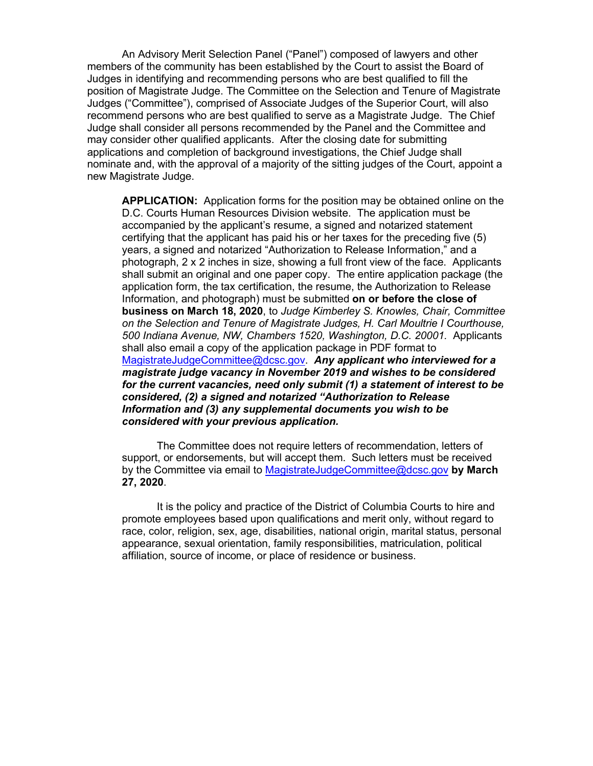An Advisory Merit Selection Panel ("Panel") composed of lawyers and other members of the community has been established by the Court to assist the Board of Judges in identifying and recommending persons who are best qualified to fill the position of Magistrate Judge. The Committee on the Selection and Tenure of Magistrate Judges ("Committee"), comprised of Associate Judges of the Superior Court, will also recommend persons who are best qualified to serve as a Magistrate Judge. The Chief Judge shall consider all persons recommended by the Panel and the Committee and may consider other qualified applicants. After the closing date for submitting applications and completion of background investigations, the Chief Judge shall nominate and, with the approval of a majority of the sitting judges of the Court, appoint a new Magistrate Judge.

**APPLICATION:** Application forms for the position may be obtained online on the D.C. Courts Human Resources Division website. The application must be accompanied by the applicant's resume, a signed and notarized statement certifying that the applicant has paid his or her taxes for the preceding five (5) years, a signed and notarized "Authorization to Release Information," and a photograph, 2 x 2 inches in size, showing a full front view of the face. Applicants shall submit an original and one paper copy. The entire application package (the application form, the tax certification, the resume, the Authorization to Release Information, and photograph) must be submitted **on or before the close of business on March 18, 2020**, to *Judge Kimberley S. Knowles, Chair, Committee on the Selection and Tenure of Magistrate Judges, H. Carl Moultrie I Courthouse, 500 Indiana Avenue, NW, Chambers 1520, Washington, D.C. 20001.* Applicants shall also email a copy of the application package in PDF format to MagistrateJudgeCommittee@dcsc.gov. ***Any applicant who interviewed for a magistrate judge vacancy in November 2019 and wishes to be considered for the current vacancies, need only submit (1) a statement of interest to be considered, (2) a signed and notarized "Authorization to Release Information and (3) any supplemental documents you wish to be considered with your previous application.***

The Committee does not require letters of recommendation, letters of support, or endorsements, but will accept them. Such letters must be received by the Committee via email to MagistrateJudgeCommittee@dcsc.gov **by March 27, 2020**.

It is the policy and practice of the District of Columbia Courts to hire and promote employees based upon qualifications and merit only, without regard to race, color, religion, sex, age, disabilities, national origin, marital status, personal appearance, sexual orientation, family responsibilities, matriculation, political affiliation, source of income, or place of residence or business.